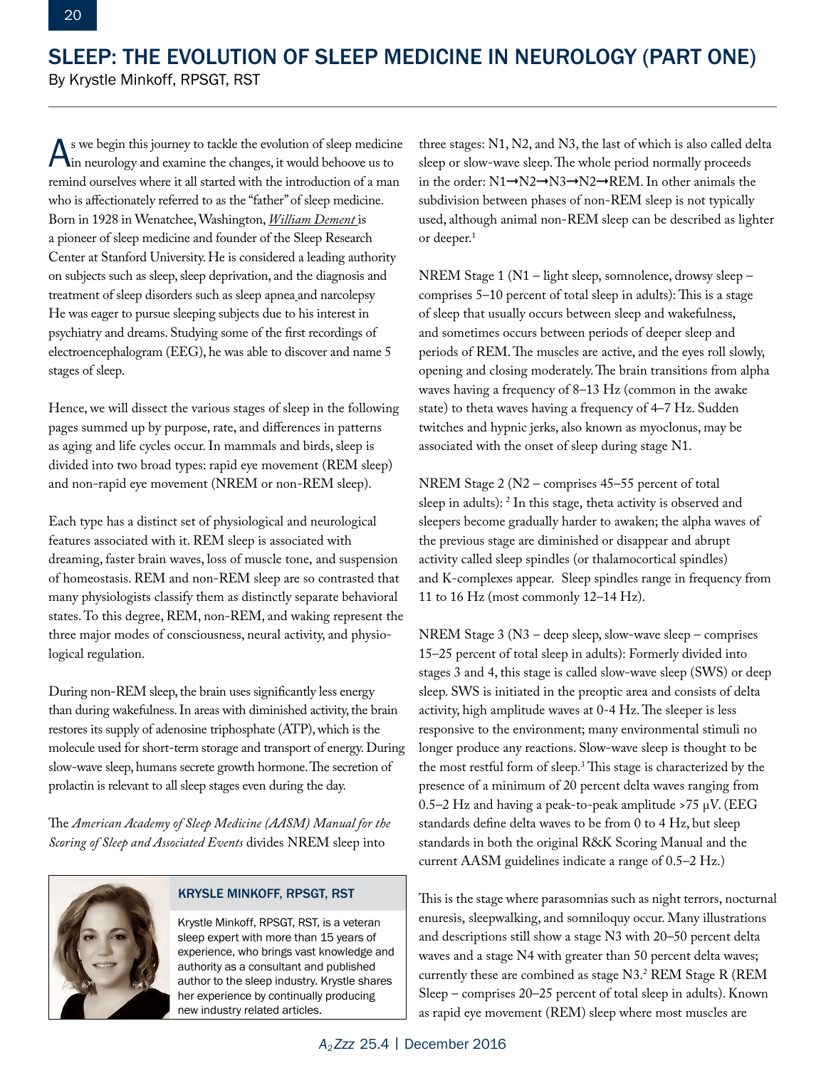# SLEEP: THE EVOLUTION OF SLEEP MEDICINE IN NEUROLOGY (PART ONE)

By Krystle Minkoff, RPSGT, RST

As we begin this journey to tackle the evolution of sleep medicine in neurology and examine the changes, it would behoove us to remind ourselves where it all started with the introduction of a man who is affectionately referred to as the "father" of sleep medicine. Born in 1928 in Wenatchee, Washington, *William Dement* is a pioneer of sleep medicine and founder of the Sleep Research Center at Stanford University. He is considered a leading authority on subjects such as sleep, sleep deprivation, and the diagnosis and treatment of sleep disorders such as sleep apnea and narcolepsy He was eager to pursue sleeping subjects due to his interest in psychiatry and dreams. Studying some of the first recordings of electroencephalogram (EEG), he was able to discover and name 5 stages of sleep.

Hence, we will dissect the various stages of sleep in the following pages summed up by purpose, rate, and differences in patterns as aging and life cycles occur. In mammals and birds, sleep is divided into two broad types: rapid eye movement (REM sleep) and non-rapid eye movement (NREM or non-REM sleep).

Each type has a distinct set of physiological and neurological features associated with it. REM sleep is associated with dreaming, faster brain waves, loss of muscle tone, and suspension of homeostasis. REM and non-REM sleep are so contrasted that many physiologists classify them as distinctly separate behavioral states. To this degree, REM, non-REM, and waking represent the three major modes of consciousness, neural activity, and physiological regulation.

During non-REM sleep, the brain uses significantly less energy than during wakefulness. In areas with diminished activity, the brain restores its supply of adenosine triphosphate (ATP), which is the molecule used for short-term storage and transport of energy. During slow-wave sleep, humans secrete growth hormone. The secretion of prolactin is relevant to all sleep stages even during the day.

The *American Academy of Sleep Medicine (AASM) Manual for the Scoring of Sleep and Associated Events* divides NREM sleep into three stages: N1, N2, and N3, the last of which is also called delta sleep or slow-wave sleep. The whole period normally proceeds in the order: N1→N2→N3→N2→REM. In other animals the subdivision between phases of non-REM sleep is not typically used, although animal non-REM sleep can be described as lighter or deeper.[1]

NREM Stage 1 (N1 – light sleep, somnolence, drowsy sleep – comprises 5–10 percent of total sleep in adults): This is a stage of sleep that usually occurs between sleep and wakefulness, and sometimes occurs between periods of deeper sleep and periods of REM. The muscles are active, and the eyes roll slowly, opening and closing moderately. The brain transitions from alpha waves having a frequency of 8–13 Hz (common in the awake state) to theta waves having a frequency of 4–7 Hz. Sudden twitches and hypnic jerks, also known as myoclonus, may be associated with the onset of sleep during stage N1.

NREM Stage 2 (N2 – comprises 45–55 percent of total sleep in adults): [2] In this stage, theta activity is observed and sleepers become gradually harder to awaken; the alpha waves of the previous stage are diminished or disappear and abrupt activity called sleep spindles (or thalamocortical spindles) and K-complexes appear. Sleep spindles range in frequency from 11 to 16 Hz (most commonly 12–14 Hz).

NREM Stage 3 (N3 – deep sleep, slow-wave sleep – comprises 15–25 percent of total sleep in adults): Formerly divided into stages 3 and 4, this stage is called slow-wave sleep (SWS) or deep sleep. SWS is initiated in the preoptic area and consists of delta activity, high amplitude waves at 0-4 Hz. The sleeper is less responsive to the environment; many environmental stimuli no longer produce any reactions. Slow-wave sleep is thought to be the most restful form of sleep.[3] This stage is characterized by the presence of a minimum of 20 percent delta waves ranging from 0.5–2 Hz and having a peak-to-peak amplitude >75 μV. (EEG standards define delta waves to be from 0 to 4 Hz, but sleep standards in both the original R&K Scoring Manual and the current AASM guidelines indicate a range of 0.5–2 Hz.)

This is the stage where parasomnias such as night terrors, nocturnal enuresis, sleepwalking, and somniloquy occur. Many illustrations and descriptions still show a stage N3 with 20–50 percent delta waves and a stage N4 with greater than 50 percent delta waves; currently these are combined as stage N3.[2] REM Stage R (REM Sleep – comprises 20–25 percent of total sleep in adults). Known as rapid eye movement (REM) sleep where most muscles are

**KRYSLE MINKOFF, RPSGT, RST**

Krystle Minkoff, RPSGT, RST, is a veteran sleep expert with more than 15 years of experience, who brings vast knowledge and authority as a consultant and published author to the sleep industry. Krystle shares her experience by continually producing new industry related articles.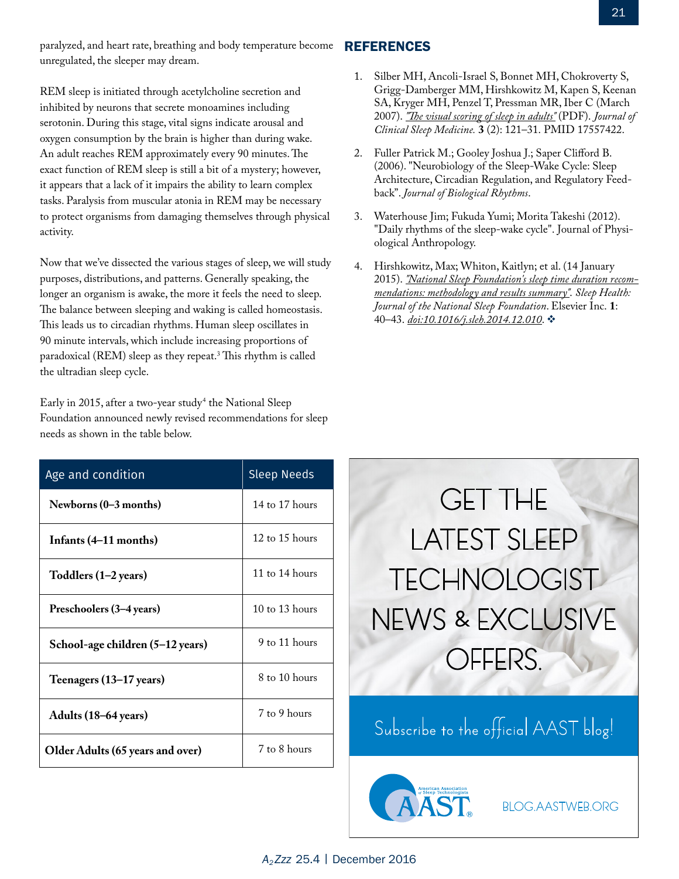paralyzed, and heart rate, breathing and body temperature become unregulated, the sleeper may dream.

REM sleep is initiated through acetylcholine secretion and inhibited by neurons that secrete monoamines including serotonin. During this stage, vital signs indicate arousal and oxygen consumption by the brain is higher than during wake. An adult reaches REM approximately every 90 minutes. The exact function of REM sleep is still a bit of a mystery; however, it appears that a lack of it impairs the ability to learn complex tasks. Paralysis from muscular atonia in REM may be necessary to protect organisms from damaging themselves through physical activity.

Now that we've dissected the various stages of sleep, we will study purposes, distributions, and patterns. Generally speaking, the longer an organism is awake, the more it feels the need to sleep. The balance between sleeping and waking is called homeostasis. This leads us to circadian rhythms. Human sleep oscillates in 90 minute intervals, which include increasing proportions of paradoxical (REM) sleep as they repeat.[3] This rhythm is called the ultradian sleep cycle.

Early in 2015, after a two-year study[4] the National Sleep Foundation announced newly revised recommendations for sleep needs as shown in the table below.

| Age and condition | Sleep Needs |
|---|---|
| **Newborns (0–3 months)** | 14 to 17 hours |
| **Infants (4–11 months)** | 12 to 15 hours |
| **Toddlers (1–2 years)** | 11 to 14 hours |
| **Preschoolers (3–4 years)** | 10 to 13 hours |
| **School-age children (5–12 years)** | 9 to 11 hours |
| **Teenagers (13–17 years)** | 8 to 10 hours |
| **Adults (18–64 years)** | 7 to 9 hours |
| **Older Adults (65 years and over)** | 7 to 8 hours |

## REFERENCES

1. Silber MH, Ancoli-Israel S, Bonnet MH, Chokroverty S, Grigg-Damberger MM, Hirshkowitz M, Kapen S, Keenan SA, Kryger MH, Penzel T, Pressman MR, Iber C (March 2007). "The visual scoring of sleep in adults" (PDF). *Journal of Clinical Sleep Medicine.* **3** (2): 121–31. PMID 17557422.
2. Fuller Patrick M.; Gooley Joshua J.; Saper Clifford B. (2006). "Neurobiology of the Sleep-Wake Cycle: Sleep Architecture, Circadian Regulation, and Regulatory Feedback". *Journal of Biological Rhythms*.
3. Waterhouse Jim; Fukuda Yumi; Morita Takeshi (2012). "Daily rhythms of the sleep-wake cycle". Journal of Physiological Anthropology.
4. Hirshkowitz, Max; Whiton, Kaitlyn; et al. (14 January 2015). "National Sleep Foundation's sleep time duration recommendations: methodology and results summary". *Sleep Health: Journal of the National Sleep Foundation*. Elsevier Inc. **1**: 40–43. doi:10.1016/j.sleh.2014.12.010. ❖

GET THE LATEST SLEEP TECHNOLOGIST NEWS & EXCLUSIVE OFFERS.

Subscribe to the official AAST blog!

American Association of Sleep Technologists AAST

BLOG.AASTWEB.ORG